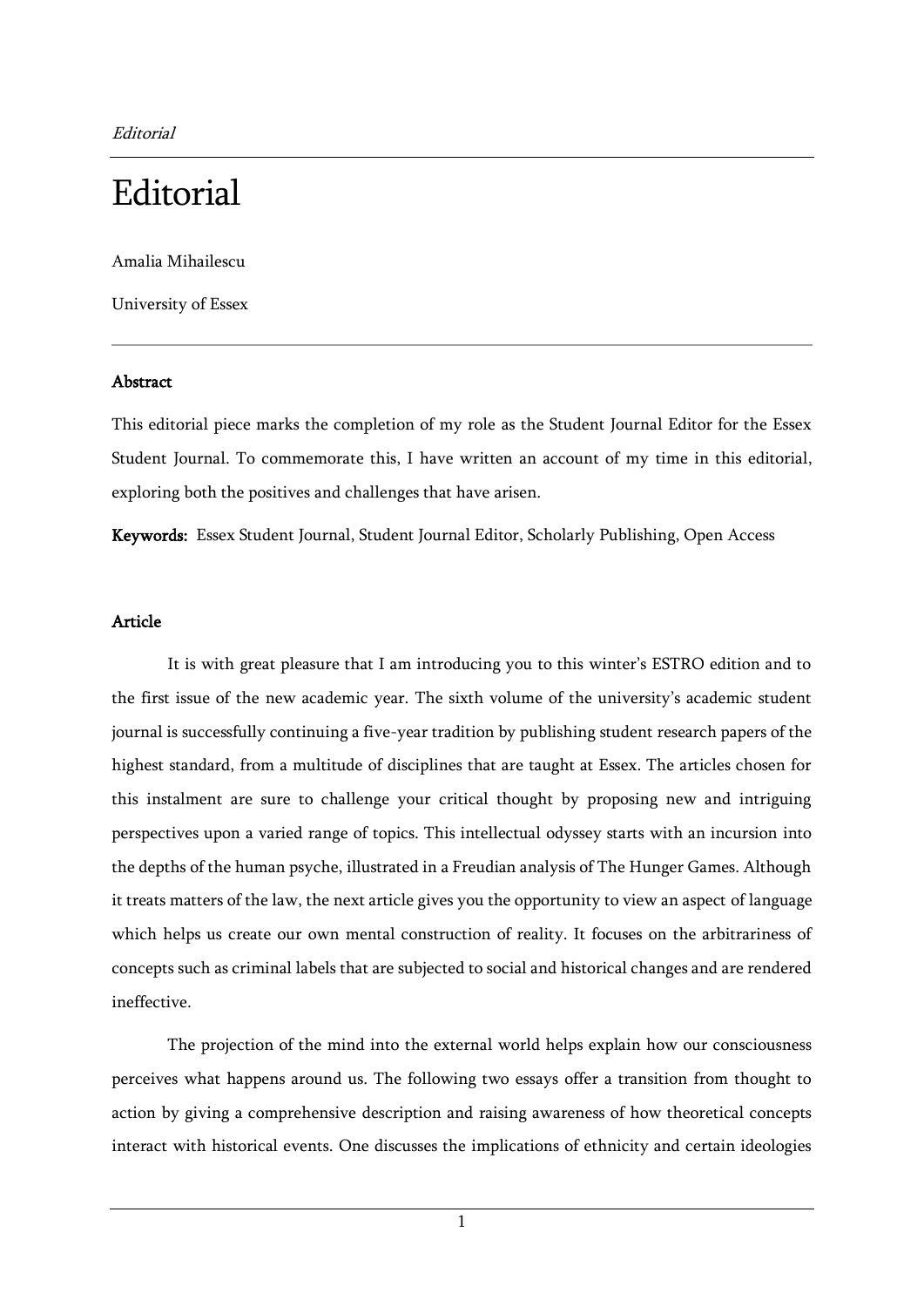# Editorial

Amalia Mihailescu

University of Essex

---

**Abstract**

This editorial piece marks the completion of my role as the Student Journal Editor for the Essex Student Journal. To commemorate this, I have written an account of my time in this editorial, exploring both the positives and challenges that have arisen.

**Keywords:** Essex Student Journal, Student Journal Editor, Scholarly Publishing, Open Access

**Article**

It is with great pleasure that I am introducing you to this winter's ESTRO edition and to the first issue of the new academic year. The sixth volume of the university's academic student journal is successfully continuing a five-year tradition by publishing student research papers of the highest standard, from a multitude of disciplines that are taught at Essex. The articles chosen for this instalment are sure to challenge your critical thought by proposing new and intriguing perspectives upon a varied range of topics. This intellectual odyssey starts with an incursion into the depths of the human psyche, illustrated in a Freudian analysis of The Hunger Games. Although it treats matters of the law, the next article gives you the opportunity to view an aspect of language which helps us create our own mental construction of reality. It focuses on the arbitrariness of concepts such as criminal labels that are subjected to social and historical changes and are rendered ineffective.

The projection of the mind into the external world helps explain how our consciousness perceives what happens around us. The following two essays offer a transition from thought to action by giving a comprehensive description and raising awareness of how theoretical concepts interact with historical events. One discusses the implications of ethnicity and certain ideologies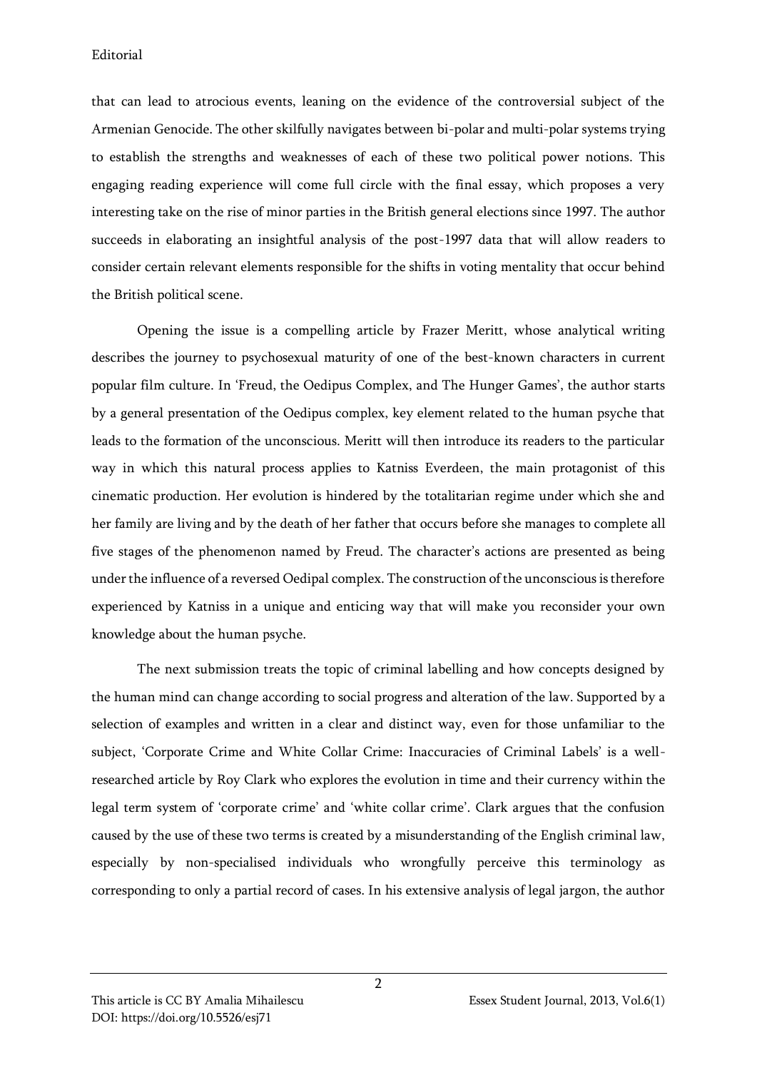that can lead to atrocious events, leaning on the evidence of the controversial subject of the Armenian Genocide. The other skilfully navigates between bi-polar and multi-polar systems trying to establish the strengths and weaknesses of each of these two political power notions. This engaging reading experience will come full circle with the final essay, which proposes a very interesting take on the rise of minor parties in the British general elections since 1997. The author succeeds in elaborating an insightful analysis of the post-1997 data that will allow readers to consider certain relevant elements responsible for the shifts in voting mentality that occur behind the British political scene.

Opening the issue is a compelling article by Frazer Meritt, whose analytical writing describes the journey to psychosexual maturity of one of the best-known characters in current popular film culture. In 'Freud, the Oedipus Complex, and The Hunger Games', the author starts by a general presentation of the Oedipus complex, key element related to the human psyche that leads to the formation of the unconscious. Meritt will then introduce its readers to the particular way in which this natural process applies to Katniss Everdeen, the main protagonist of this cinematic production. Her evolution is hindered by the totalitarian regime under which she and her family are living and by the death of her father that occurs before she manages to complete all five stages of the phenomenon named by Freud. The character's actions are presented as being under the influence of a reversed Oedipal complex. The construction of the unconscious is therefore experienced by Katniss in a unique and enticing way that will make you reconsider your own knowledge about the human psyche.

The next submission treats the topic of criminal labelling and how concepts designed by the human mind can change according to social progress and alteration of the law. Supported by a selection of examples and written in a clear and distinct way, even for those unfamiliar to the subject, 'Corporate Crime and White Collar Crime: Inaccuracies of Criminal Labels' is a well-researched article by Roy Clark who explores the evolution in time and their currency within the legal term system of 'corporate crime' and 'white collar crime'. Clark argues that the confusion caused by the use of these two terms is created by a misunderstanding of the English criminal law, especially by non-specialised individuals who wrongfully perceive this terminology as corresponding to only a partial record of cases. In his extensive analysis of legal jargon, the author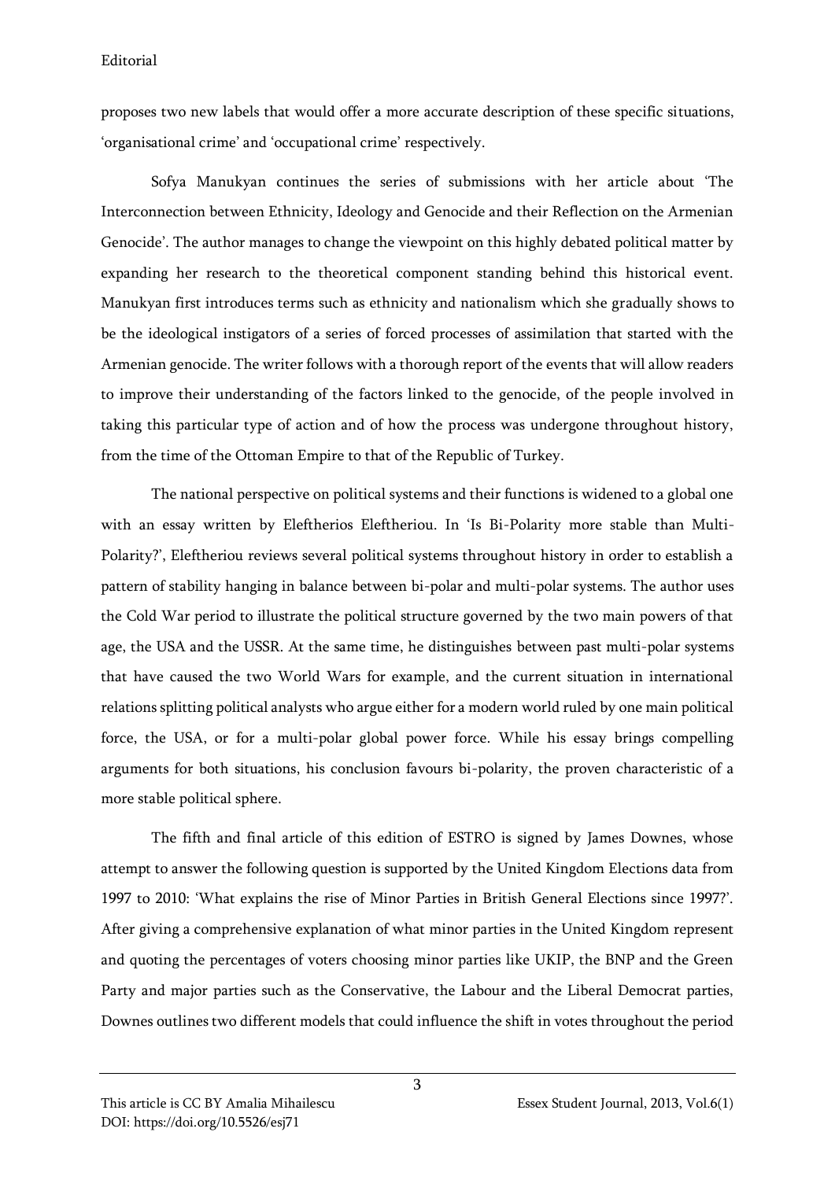proposes two new labels that would offer a more accurate description of these specific situations, 'organisational crime' and 'occupational crime' respectively.

Sofya Manukyan continues the series of submissions with her article about 'The Interconnection between Ethnicity, Ideology and Genocide and their Reflection on the Armenian Genocide'. The author manages to change the viewpoint on this highly debated political matter by expanding her research to the theoretical component standing behind this historical event. Manukyan first introduces terms such as ethnicity and nationalism which she gradually shows to be the ideological instigators of a series of forced processes of assimilation that started with the Armenian genocide. The writer follows with a thorough report of the events that will allow readers to improve their understanding of the factors linked to the genocide, of the people involved in taking this particular type of action and of how the process was undergone throughout history, from the time of the Ottoman Empire to that of the Republic of Turkey.

The national perspective on political systems and their functions is widened to a global one with an essay written by Eleftherios Eleftheriou. In 'Is Bi-Polarity more stable than Multi-Polarity?', Eleftheriou reviews several political systems throughout history in order to establish a pattern of stability hanging in balance between bi-polar and multi-polar systems. The author uses the Cold War period to illustrate the political structure governed by the two main powers of that age, the USA and the USSR. At the same time, he distinguishes between past multi-polar systems that have caused the two World Wars for example, and the current situation in international relations splitting political analysts who argue either for a modern world ruled by one main political force, the USA, or for a multi-polar global power force. While his essay brings compelling arguments for both situations, his conclusion favours bi-polarity, the proven characteristic of a more stable political sphere.

The fifth and final article of this edition of ESTRO is signed by James Downes, whose attempt to answer the following question is supported by the United Kingdom Elections data from 1997 to 2010: 'What explains the rise of Minor Parties in British General Elections since 1997?'. After giving a comprehensive explanation of what minor parties in the United Kingdom represent and quoting the percentages of voters choosing minor parties like UKIP, the BNP and the Green Party and major parties such as the Conservative, the Labour and the Liberal Democrat parties, Downes outlines two different models that could influence the shift in votes throughout the period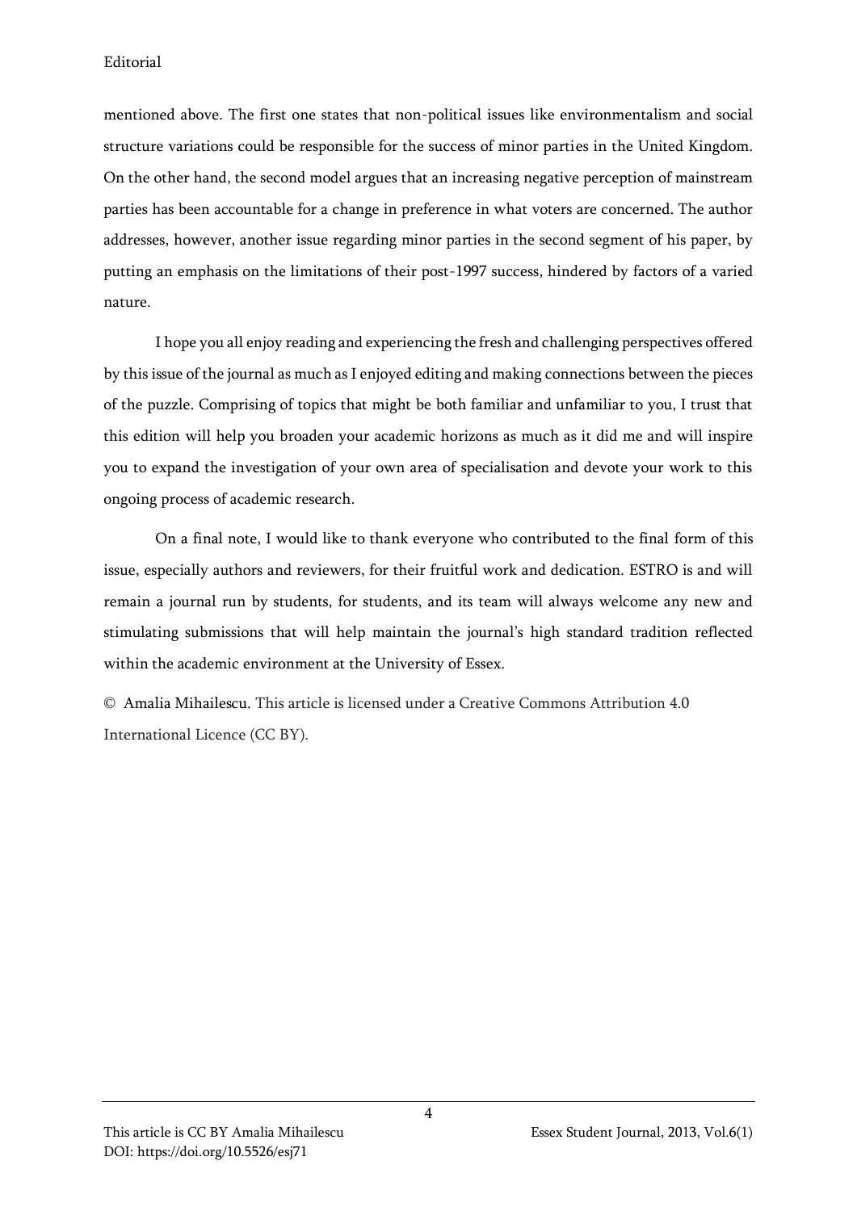mentioned above. The first one states that non-political issues like environmentalism and social structure variations could be responsible for the success of minor parties in the United Kingdom. On the other hand, the second model argues that an increasing negative perception of mainstream parties has been accountable for a change in preference in what voters are concerned. The author addresses, however, another issue regarding minor parties in the second segment of his paper, by putting an emphasis on the limitations of their post-1997 success, hindered by factors of a varied nature.

I hope you all enjoy reading and experiencing the fresh and challenging perspectives offered by this issue of the journal as much as I enjoyed editing and making connections between the pieces of the puzzle. Comprising of topics that might be both familiar and unfamiliar to you, I trust that this edition will help you broaden your academic horizons as much as it did me and will inspire you to expand the investigation of your own area of specialisation and devote your work to this ongoing process of academic research.

On a final note, I would like to thank everyone who contributed to the final form of this issue, especially authors and reviewers, for their fruitful work and dedication. ESTRO is and will remain a journal run by students, for students, and its team will always welcome any new and stimulating submissions that will help maintain the journal's high standard tradition reflected within the academic environment at the University of Essex.

© Amalia Mihailescu. This article is licensed under a Creative Commons Attribution 4.0 International Licence (CC BY).